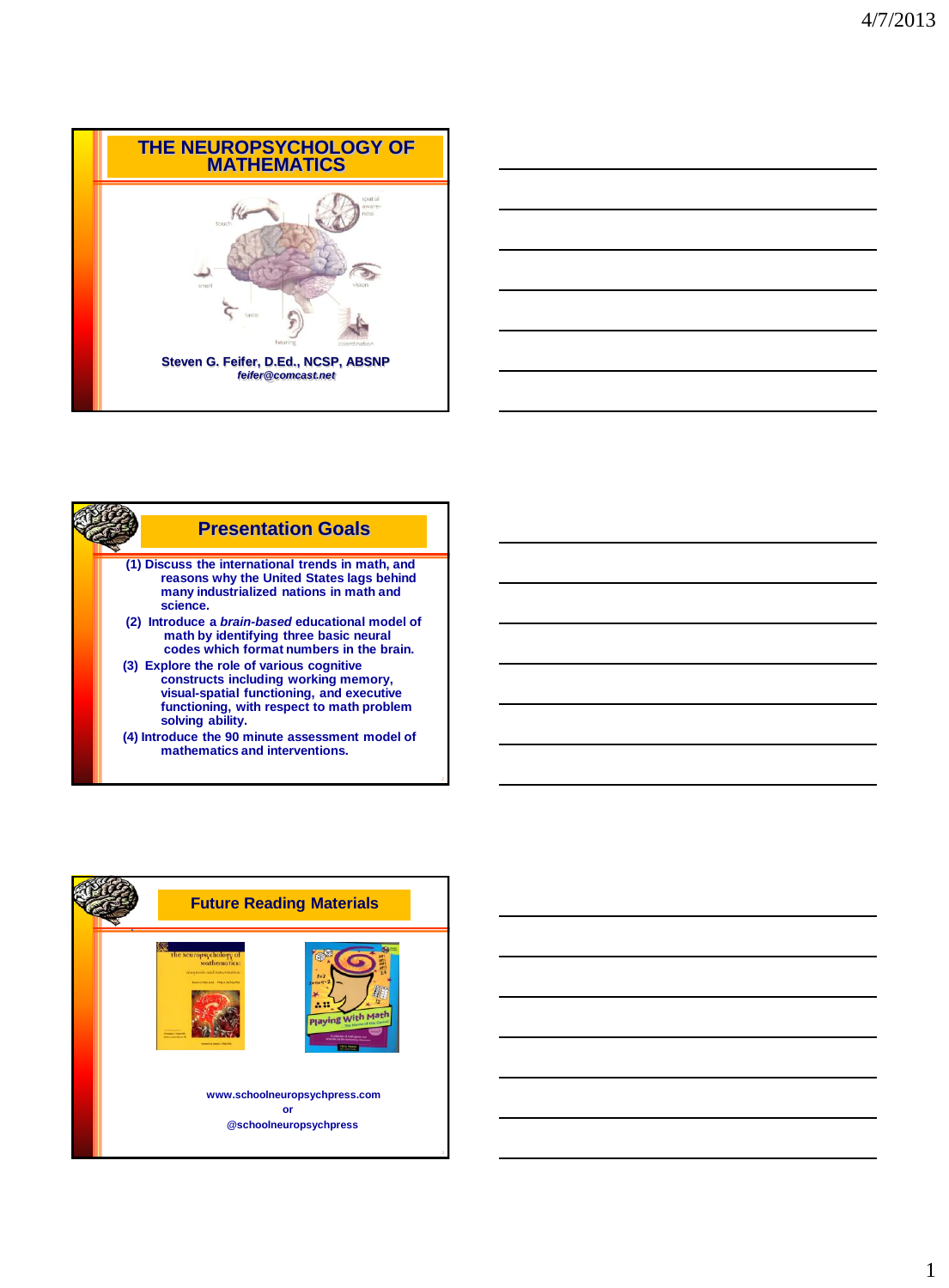# THE NEUROPSYCHOLOGY OF MATHEMATICS

Steven G. Feifer, D.Ed., NCSP, ABSNP
*feifer@comcast.net*

## Presentation Goals

(1) Discuss the international trends in math, and reasons why the United States lags behind many industrialized nations in math and science.

(2) Introduce a ***brain-based*** educational model of math by identifying three basic neural codes which format numbers in the brain.

(3) Explore the role of various cognitive constructs including working memory, visual-spatial functioning, and executive functioning, with respect to math problem solving ability.

(4) Introduce the 90 minute assessment model of mathematics and interventions.

## Future Reading Materials

www.schoolneuropsychpress.com

or

@schoolneuropsychpress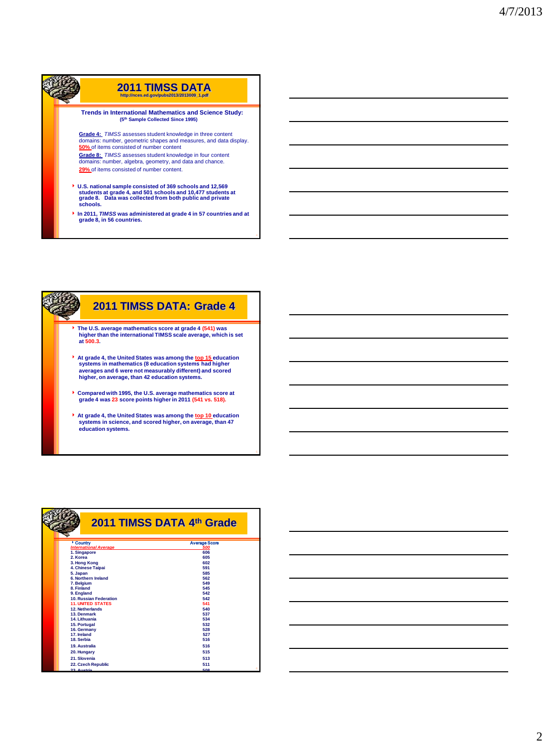## 2011 TIMSS DATA

http://nces.ed.gov/pubs2013/2013009_1.pdf

**Trends in International Mathematics and Science Study:**
**(5th Sample Collected Since 1995)**

Grade 4: *TIMSS* assesses student knowledge in three content domains: number, geometric shapes and measures, and data display. 50% of items consisted of number content

Grade 8: *TIMSS* assesses student knowledge in four content domains: number, algebra, geometry, and data and chance. 29% of items consisted of number content.

- **U.S. national sample consisted of 369 schools and 12,569 students at grade 4, and 501 schools and 10,477 students at grade 8. Data was collected from both public and private schools.**
- **In 2011, *TIMSS* was administered at grade 4 in 57 countries and at grade 8, in 56 countries.**

## 2011 TIMSS DATA: Grade 4

- **The U.S. average mathematics score at grade 4 (541) was higher than the international TIMSS scale average, which is set at 500.3.**
- **At grade 4, the United States was among the top 15 education systems in mathematics (8 education systems had higher averages and 6 were not measurably different) and scored higher, on average, than 42 education systems.**
- **Compared with 1995, the U.S. average mathematics score at grade 4 was 23 score points higher in 2011 (541 vs. 518).**
- **At grade 4, the United States was among the top 10 education systems in science, and scored higher, on average, than 47 education systems.**

## 2011 TIMSS DATA 4th Grade

| Country | Average Score |
|---|---|
| *International Average* | *500* |
| 1. Singapore | 606 |
| 2. Korea | 605 |
| 3. Hong Kong | 602 |
| 4. Chinese Taipai | 591 |
| 5. Japan | 585 |
| 6. Northern Ireland | 562 |
| 7. Belgium | 549 |
| 8. Finland | 545 |
| 9. England | 542 |
| 10. Russian Federation | 542 |
| 11. UNITED STATES | 541 |
| 12. Netherlands | 540 |
| 13. Denmark | 537 |
| 14. Lithuania | 534 |
| 15. Portugal | 532 |
| 16. Germany | 528 |
| 17. Ireland | 527 |
| 18. Serbia | 516 |
| 19. Australia | 516 |
| 20. Hungary | 515 |
| 21. Slovenia | 513 |
| 22. Czech Republic | 511 |
| 23. Austria | 508 |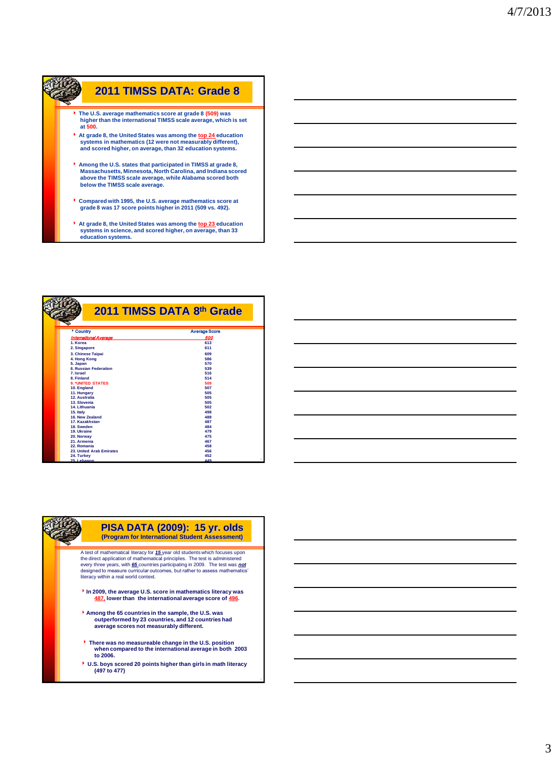## 2011 TIMSS DATA: Grade 8

- The U.S. average mathematics score at grade 8 (509) was higher than the international TIMSS scale average, which is set at 500.
- At grade 8, the United States was among the top 24 education systems in mathematics (12 were not measurably different), and scored higher, on average, than 32 education systems.
- Among the U.S. states that participated in TIMSS at grade 8, Massachusetts, Minnesota, North Carolina, and Indiana scored above the TIMSS scale average, while Alabama scored both below the TIMSS scale average.
- Compared with 1995, the U.S. average mathematics score at grade 8 was 17 score points higher in 2011 (509 vs. 492).
- At grade 8, the United States was among the top 23 education systems in science, and scored higher, on average, than 33 education systems.

## 2011 TIMSS DATA 8th Grade

| Country | Average Score |
|---|---|
| *International Average* | *500* |
| 1. Korea | 613 |
| 2. Singapore | 611 |
| 3. Chinese Taipei | 609 |
| 4. Hong Kong | 586 |
| 5. Japan | 570 |
| 6. Russian Federation | 539 |
| 7. Israel | 516 |
| 8. Finland | 514 |
| 9. *UNITED STATES | 509 |
| 10. England | 507 |
| 11. Hungary | 505 |
| 12. Australia | 505 |
| 13. Slovenia | 505 |
| 14. Lithuania | 502 |
| 15. Italy | 498 |
| 16. New Zealand | 488 |
| 17. Kazakhstan | 487 |
| 18. Sweden | 484 |
| 19. Ukraine | 479 |
| 20. Norway | 475 |
| 21. Armenia | 467 |
| 22. Romania | 458 |
| 23. United Arab Emirates | 456 |
| 24. Turkey | 452 |
| 25. Lebanon | 449 |

## PISA DATA (2009): 15 yr. olds
### (Program for International Student Assessment)

A test of mathematical literacy for ***15*** year old students which focuses upon the direct application of mathematical principles. The test is administered every three years, with ***65*** countries participating in 2009. The test was ***not*** designed to measure curricular outcomes, but rather to assess mathematics' literacy within a real world context.

- In 2009, the average U.S. score in mathematics literacy was 487, lower than the international average score of 496.
- Among the 65 countries in the sample, the U.S. was outperformed by 23 countries, and 12 countries had average scores not measurably different.
- There was no measureable change in the U.S. position when compared to the international average in both 2003 to 2006.
- U.S. boys scored 20 points higher than girls in math literacy (497 to 477)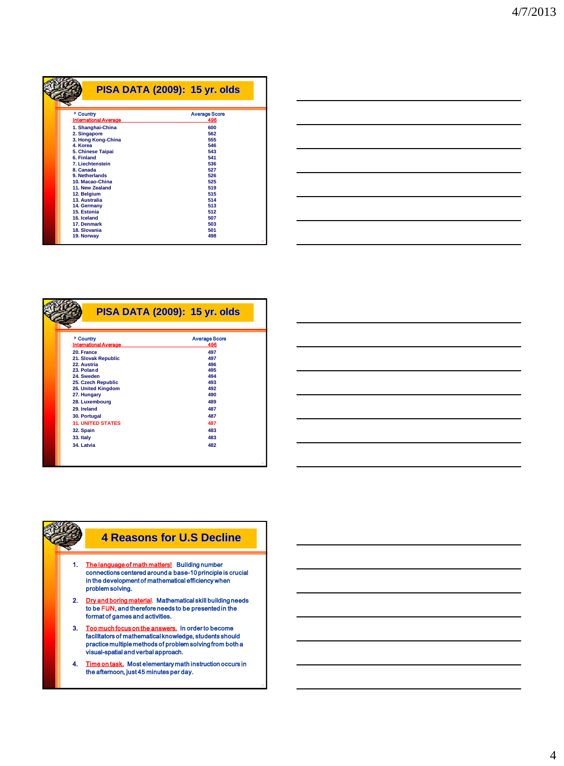## PISA DATA (2009): 15 yr. olds

| Country | Average Score |
| --- | --- |
| International Average | 496 |
| 1. Shanghai-China | 600 |
| 2. Singapore | 562 |
| 3. Hong Kong-China | 555 |
| 4. Korea | 546 |
| 5. Chinese Taipai | 543 |
| 6. Finland | 541 |
| 7. Liechtenstein | 536 |
| 8. Canada | 527 |
| 9. Netherlands | 526 |
| 10. Macao-China | 525 |
| 11. New Zealand | 519 |
| 12. Belgium | 515 |
| 13. Australia | 514 |
| 14. Germany | 513 |
| 15. Estonia | 512 |
| 16. Iceland | 507 |
| 17. Denmark | 503 |
| 18. Slovania | 501 |
| 19. Norway | 498 |

## PISA DATA (2009): 15 yr. olds

| Country | Average Score |
| --- | --- |
| International Average | 496 |
| 20. France | 497 |
| 21. Slovak Republic | 497 |
| 22. Austria | 496 |
| 23. Poland | 495 |
| 24. Sweden | 494 |
| 25. Czech Republic | 493 |
| 26. United Kingdom | 492 |
| 27. Hungary | 490 |
| 28. Luxembourg | 489 |
| 29. Ireland | 487 |
| 30. Portugal | 487 |
| 31. UNITED STATES | 487 |
| 32. Spain | 483 |
| 33. Italy | 483 |
| 34. Latvia | 482 |

## 4 Reasons for U.S Decline

1. The language of math matters! Building number connections centered around a base-10 principle is crucial in the development of mathematical efficiency when problem solving.
2. Dry and boring material. Mathematical skill building needs to be FUN, and therefore needs to be presented in the format of games and activities.
3. Too much focus on the answers. In order to become facilitators of mathematical knowledge, students should practice multiple methods of problem solving from both a visual-spatial and verbal approach.
4. Time on task. Most elementary math instruction occurs in the afternoon, just 45 minutes per day.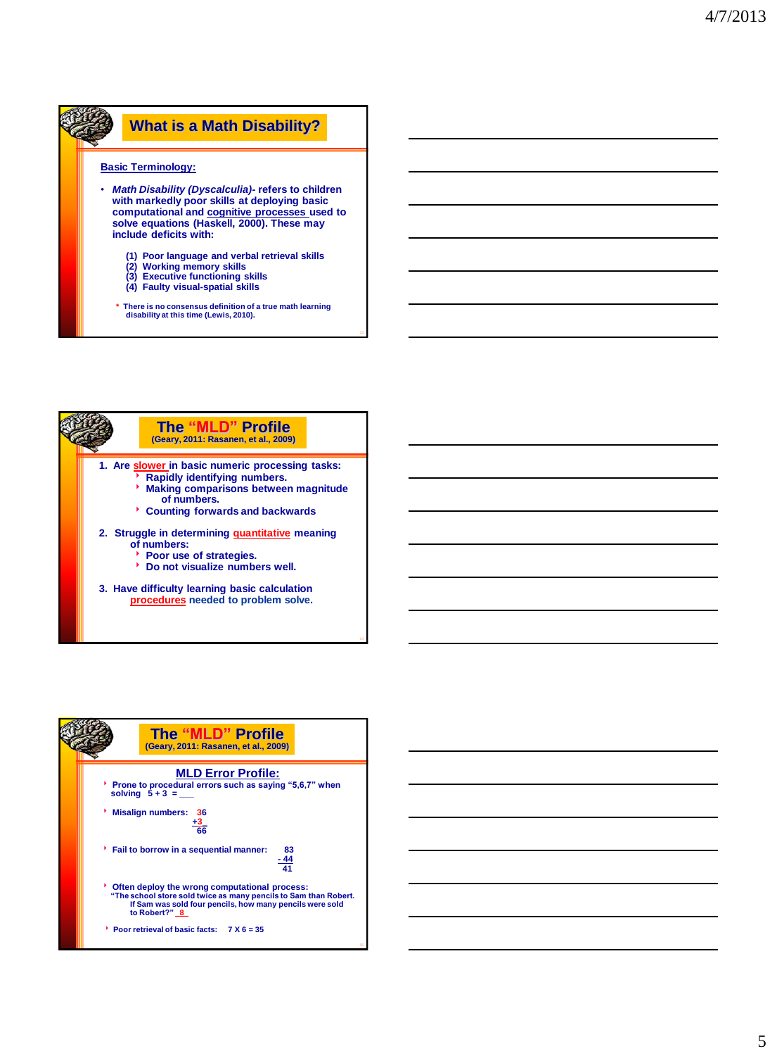## What is a Math Disability?

**Basic Terminology:**

- *Math Disability (Dyscalculia)*- refers to children with markedly poor skills at deploying basic computational and cognitive processes used to solve equations (Haskell, 2000). These may include deficits with:

  (1) Poor language and verbal retrieval skills
  (2) Working memory skills
  (3) Executive functioning skills
  (4) Faulty visual-spatial skills

\* There is no consensus definition of a true math learning disability at this time (Lewis, 2010).

## The "MLD" Profile
(Geary, 2011: Rasanen, et al., 2009)

1. Are slower in basic numeric processing tasks:
   - Rapidly identifying numbers.
   - Making comparisons between magnitude of numbers.
   - Counting forwards and backwards
2. Struggle in determining quantitative meaning of numbers:
   - Poor use of strategies.
   - Do not visualize numbers well.
3. Have difficulty learning basic calculation procedures needed to problem solve.

## The "MLD" Profile
(Geary, 2011: Rasanen, et al., 2009)

**MLD Error Profile:**

- Prone to procedural errors such as saying "5,6,7" when solving 5 + 3 = ___
- Misalign numbers: 36 +3 = 66
- Fail to borrow in a sequential manner: 83 - 44 = 41
- Often deploy the wrong computational process: "The school store sold twice as many pencils to Sam than Robert. If Sam was sold four pencils, how many pencils were sold to Robert?" 8
- Poor retrieval of basic facts: 7 X 6 = 35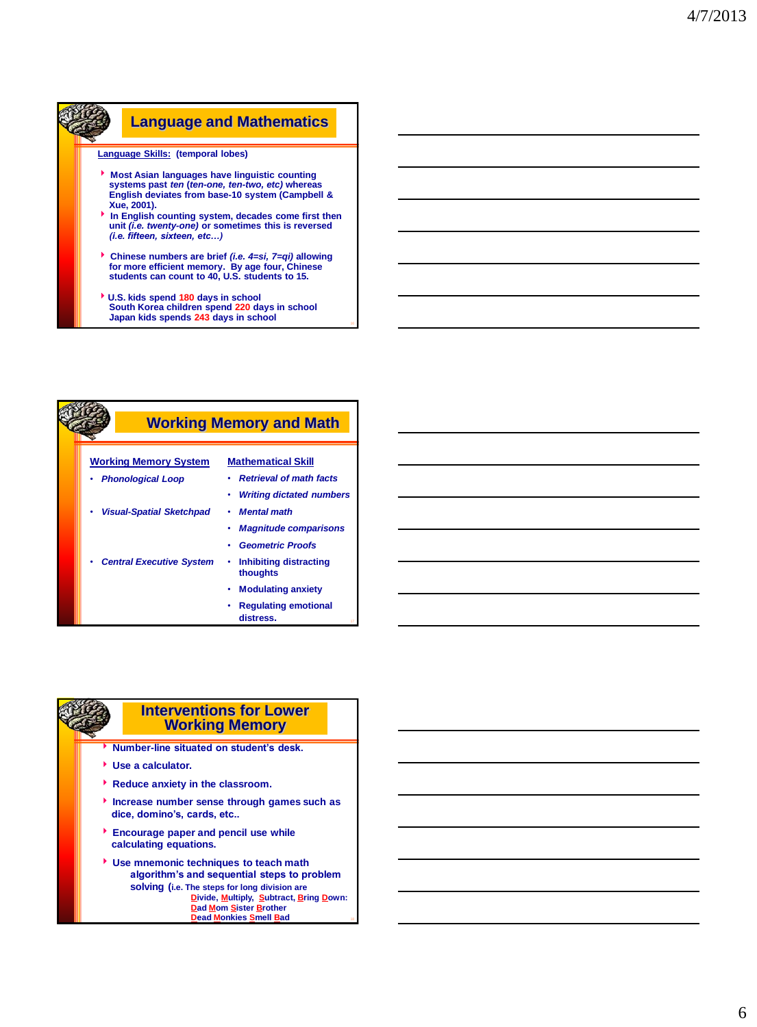## Language and Mathematics

Language Skills: (temporal lobes)

- Most Asian languages have linguistic counting systems past *ten* (*ten-one, ten-two, etc)* whereas English deviates from base-10 system (Campbell & Xue, 2001).
- In English counting system, decades come first then unit *(i.e. twenty-one)* or sometimes this is reversed *(i.e. fifteen, sixteen, etc…)*
- Chinese numbers are brief *(i.e. 4=si, 7=qi)* allowing for more efficient memory. By age four, Chinese students can count to 40, U.S. students to 15.
- U.S. kids spend 180 days in school
  South Korea children spend 220 days in school
  Japan kids spends 243 days in school

## Working Memory and Math

| Working Memory System | Mathematical Skill |
|---|---|
| *Phonological Loop* | *Retrieval of math facts* |
| | *Writing dictated numbers* |
| *Visual-Spatial Sketchpad* | *Mental math* |
| | *Magnitude comparisons* |
| | *Geometric Proofs* |
| *Central Executive System* | Inhibiting distracting thoughts |
| | Modulating anxiety |
| | Regulating emotional distress. |

## Interventions for Lower Working Memory

- Number-line situated on student's desk.
- Use a calculator.
- Reduce anxiety in the classroom.
- Increase number sense through games such as dice, domino's, cards, etc..
- Encourage paper and pencil use while calculating equations.
- Use mnemonic techniques to teach math algorithm's and sequential steps to problem solving (i.e. The steps for long division are
  **D**ivide, **M**ultiply, **S**ubtract, **B**ring **D**own:
  **D**ad **M**om **S**ister **B**rother
  **D**ead **M**onkies **S**mell **B**ad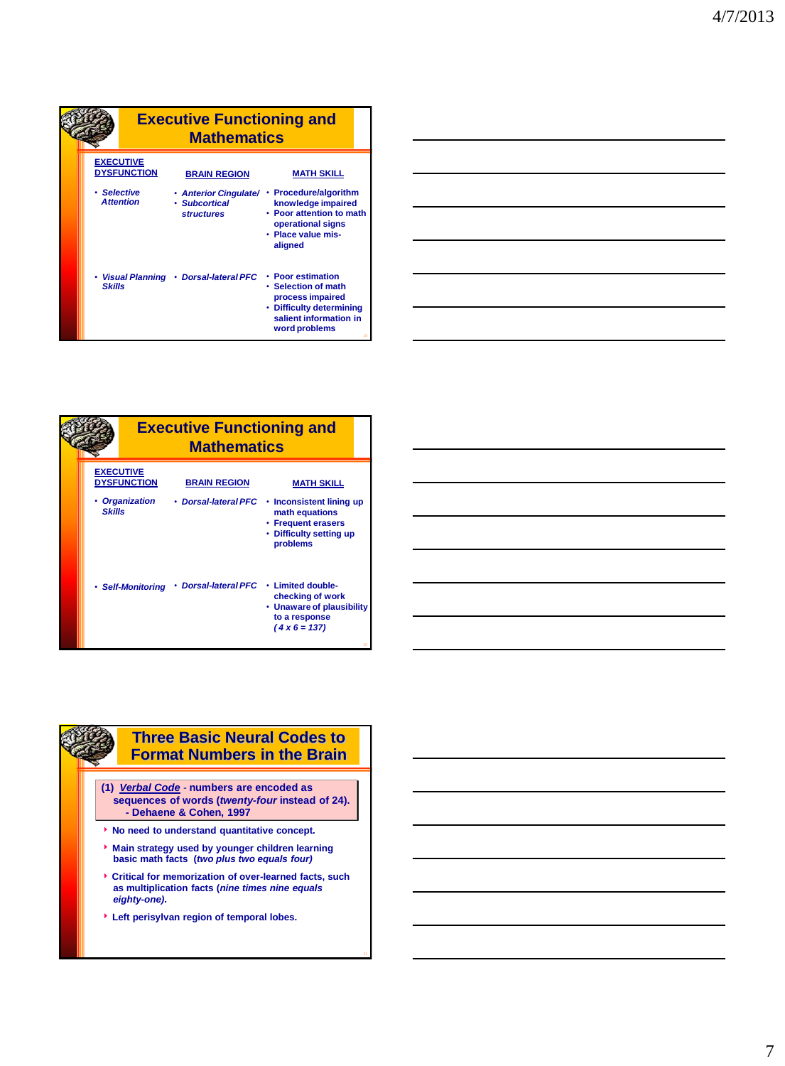## Executive Functioning and Mathematics

| EXECUTIVE DYSFUNCTION | BRAIN REGION | MATH SKILL |
|---|---|---|
| • *Selective Attention* | • *Anterior Cingulate/* • *Subcortical structures* | • Procedure/algorithm knowledge impaired • Poor attention to math operational signs • Place value mis-aligned |
| • *Visual Planning Skills* | • *Dorsal-lateral PFC* | • Poor estimation • Selection of math process impaired • Difficulty determining salient information in word problems |

## Executive Functioning and Mathematics

| EXECUTIVE DYSFUNCTION | BRAIN REGION | MATH SKILL |
|---|---|---|
| • *Organization Skills* | • *Dorsal-lateral PFC* | • Inconsistent lining up math equations • Frequent erasers • Difficulty setting up problems |
| • *Self-Monitoring* | • *Dorsal-lateral PFC* | • Limited double-checking of work • Unaware of plausibility to a response *(4 x 6 = 137)* |

## Three Basic Neural Codes to Format Numbers in the Brain

**(1) *Verbal Code* - numbers are encoded as sequences of words (*twenty-four* instead of 24). - Dehaene & Cohen, 1997**

- No need to understand quantitative concept.
- Main strategy used by younger children learning basic math facts (*two plus two equals four)*
- Critical for memorization of over-learned facts, such as multiplication facts (*nine times nine equals eighty-one).*
- Left perisylvan region of temporal lobes.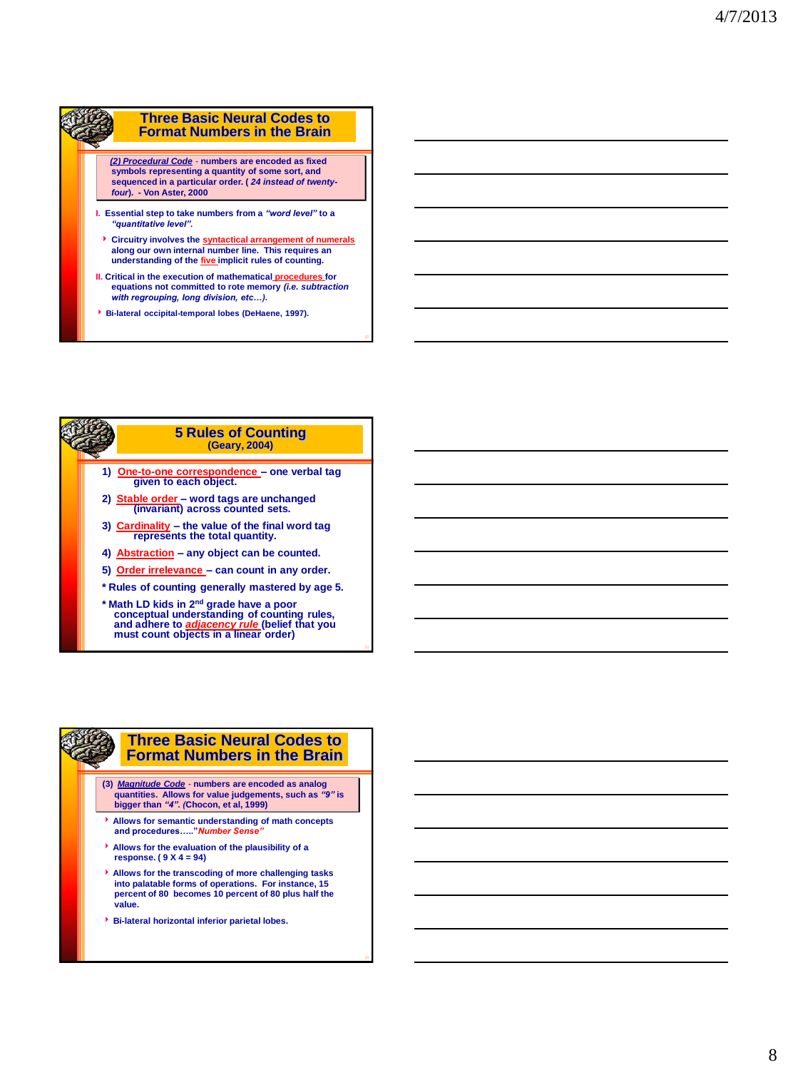## Three Basic Neural Codes to Format Numbers in the Brain

*(2) Procedural Code* - numbers are encoded as fixed symbols representing a quantity of some sort, and sequenced in a particular order. ( *24 instead of twenty-four*). - Von Aster, 2000

I. Essential step to take numbers from a *"word level"* to a *"quantitative level"*.

- Circuitry involves the syntactical arrangement of numerals along our own internal number line. This requires an understanding of the five implicit rules of counting.

II. Critical in the execution of mathematical procedures for equations not committed to rote memory *(i.e. subtraction with regrouping, long division, etc…).*

- Bi-lateral occipital-temporal lobes (DeHaene, 1997).

## 5 Rules of Counting
(Geary, 2004)

1) One-to-one correspondence – one verbal tag given to each object.
2) Stable order – word tags are unchanged (invariant) across counted sets.
3) Cardinality – the value of the final word tag represents the total quantity.
4) Abstraction – any object can be counted.
5) Order irrelevance – can count in any order.

* Rules of counting generally mastered by age 5.

* Math LD kids in 2nd grade have a poor conceptual understanding of counting rules, and adhere to *adjacency rule* (belief that you must count objects in a linear order)

## Three Basic Neural Codes to Format Numbers in the Brain

(3) *Magnitude Code* - numbers are encoded as analog quantities. Allows for value judgements, such as *"9"* is bigger than *"4"*. (Chocon, et al, 1999)

- Allows for semantic understanding of math concepts and procedures….."*Number Sense"*
- Allows for the evaluation of the plausibility of a response. ( 9 X 4 = 94)
- Allows for the transcoding of more challenging tasks into palatable forms of operations. For instance, 15 percent of 80 becomes 10 percent of 80 plus half the value.
- Bi-lateral horizontal inferior parietal lobes.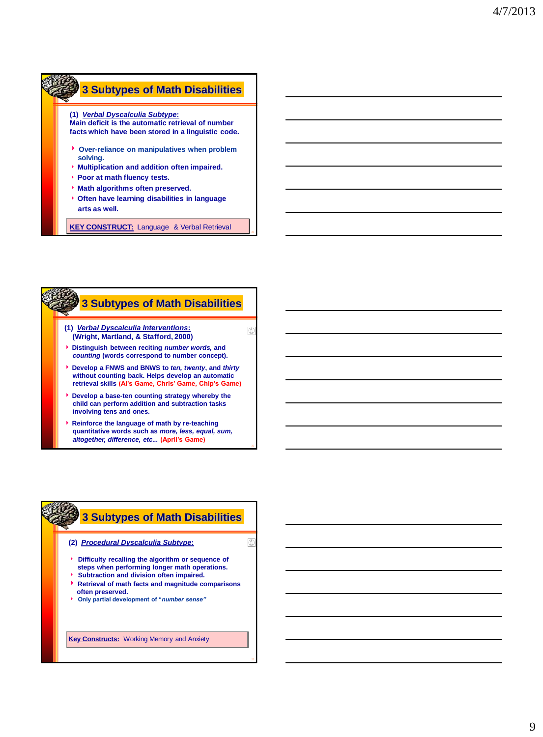## 3 Subtypes of Math Disabilities

**(1) *Verbal Dyscalculia Subtype*:**
**Main deficit is the automatic retrieval of number facts which have been stored in a linguistic code.**

- Over-reliance on manipulatives when problem solving.
- Multiplication and addition often impaired.
- Poor at math fluency tests.
- Math algorithms often preserved.
- Often have learning disabilities in language arts as well.

**KEY CONSTRUCT:** Language & Verbal Retrieval

## 3 Subtypes of Math Disabilities

**(1) *Verbal Dyscalculia Interventions*:**
**(Wright, Martland, & Stafford, 2000)**

- Distinguish between reciting *number words,* and *counting* (words correspond to number concept).
- Develop a FNWS and BNWS to *ten, twenty*, and *thirty* without counting back. Helps develop an automatic retrieval skills (Al's Game, Chris' Game, Chip's Game)
- Develop a base-ten counting strategy whereby the child can perform addition and subtraction tasks involving tens and ones.
- Reinforce the language of math by re-teaching quantitative words such as *more, less, equal, sum, altogether, difference, etc...* (April's Game)

## 3 Subtypes of Math Disabilities

**(2) *Procedural Dyscalculia Subtype*:**

- Difficulty recalling the algorithm or sequence of steps when performing longer math operations.
- Subtraction and division often impaired.
- Retrieval of math facts and magnitude comparisons often preserved.
- Only partial development of "*number sense"*

**Key Constructs:** Working Memory and Anxiety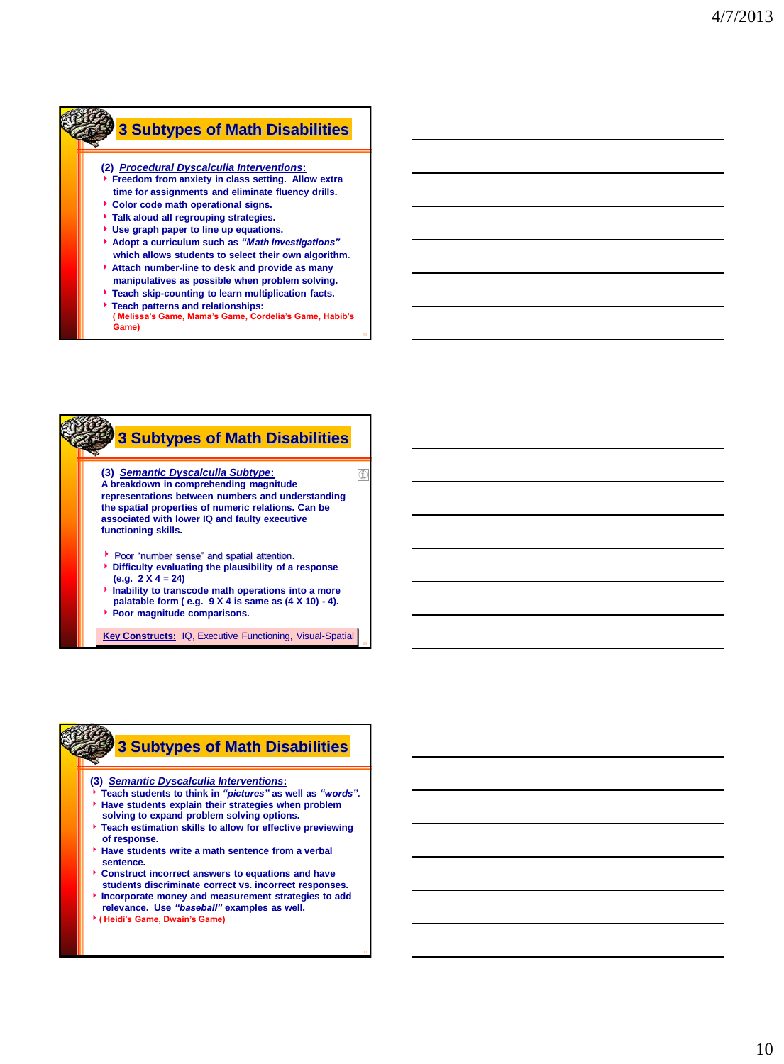## 3 Subtypes of Math Disabilities

**(2) *Procedural Dyscalculia Interventions*:**

- Freedom from anxiety in class setting. Allow extra time for assignments and eliminate fluency drills.
- Color code math operational signs.
- Talk aloud all regrouping strategies.
- Use graph paper to line up equations.
- Adopt a curriculum such as ***"Math Investigations"*** which allows students to select their own algorithm.
- Attach number-line to desk and provide as many manipulatives as possible when problem solving.
- Teach skip-counting to learn multiplication facts.
- Teach patterns and relationships: ( Melissa's Game, Mama's Game, Cordelia's Game, Habib's Game)

## 3 Subtypes of Math Disabilities

**(3) *Semantic Dyscalculia Subtype*:**
A breakdown in comprehending magnitude representations between numbers and understanding the spatial properties of numeric relations. Can be associated with lower IQ and faulty executive functioning skills.

- Poor "number sense" and spatial attention.
- Difficulty evaluating the plausibility of a response (e.g. 2 X 4 = 24)
- Inability to transcode math operations into a more palatable form ( e.g. 9 X 4 is same as (4 X 10) - 4).
- Poor magnitude comparisons.

**Key Constructs:** IQ, Executive Functioning, Visual-Spatial

## 3 Subtypes of Math Disabilities

**(3) *Semantic Dyscalculia Interventions*:**

- Teach students to think in ***"pictures"*** as well as ***"words"***.
- Have students explain their strategies when problem solving to expand problem solving options.
- Teach estimation skills to allow for effective previewing of response.
- Have students write a math sentence from a verbal sentence.
- Construct incorrect answers to equations and have students discriminate correct vs. incorrect responses.
- Incorporate money and measurement strategies to add relevance. Use ***"baseball"*** examples as well.
- ( Heidi's Game, Dwain's Game)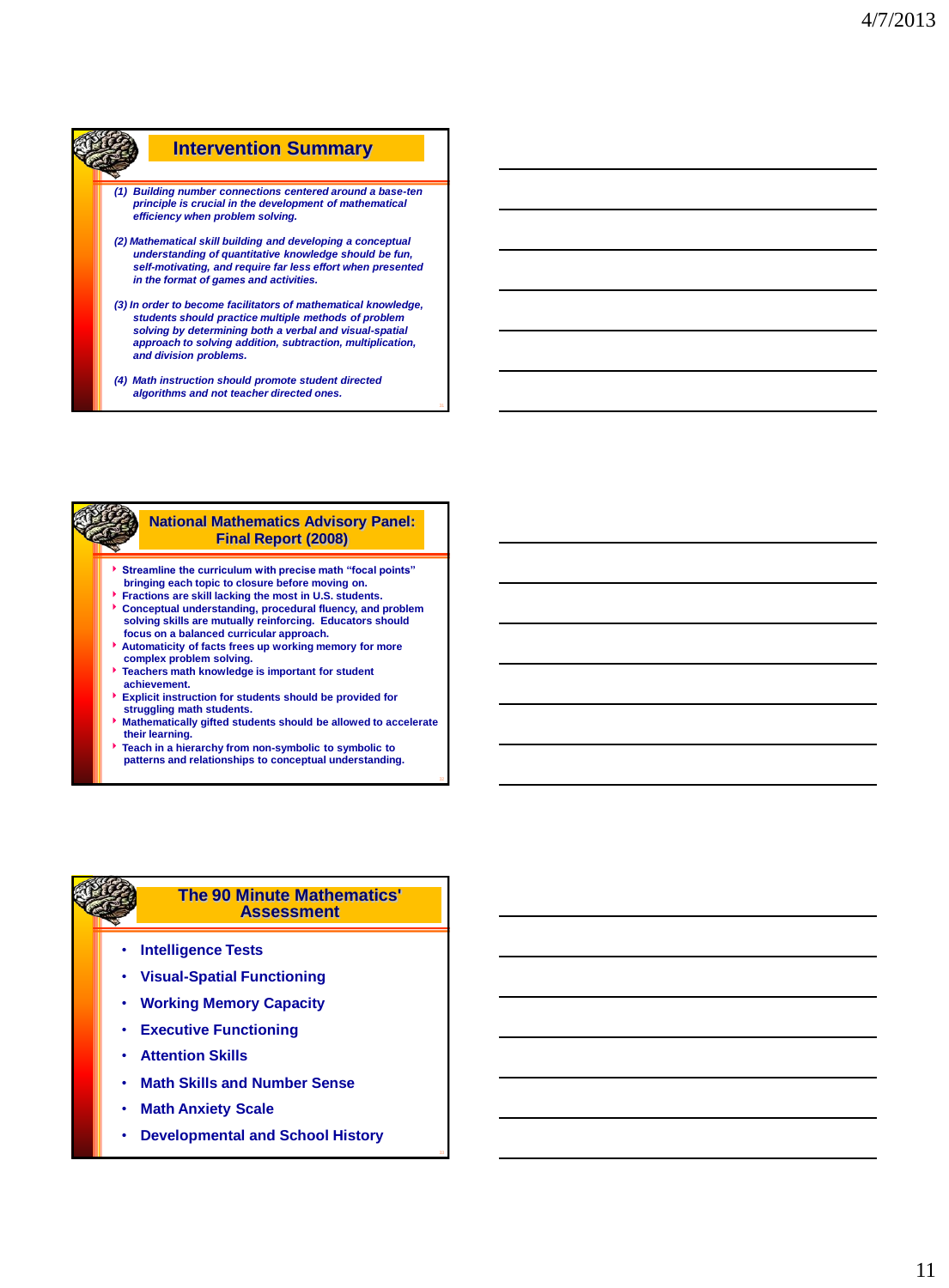## Intervention Summary

*(1) Building number connections centered around a base-ten principle is crucial in the development of mathematical efficiency when problem solving.*

*(2) Mathematical skill building and developing a conceptual understanding of quantitative knowledge should be fun, self-motivating, and require far less effort when presented in the format of games and activities.*

*(3) In order to become facilitators of mathematical knowledge, students should practice multiple methods of problem solving by determining both a verbal and visual-spatial approach to solving addition, subtraction, multiplication, and division problems.*

*(4) Math instruction should promote student directed algorithms and not teacher directed ones.*

## National Mathematics Advisory Panel: Final Report (2008)

- Streamline the curriculum with precise math "focal points" bringing each topic to closure before moving on.
- Fractions are skill lacking the most in U.S. students.
- Conceptual understanding, procedural fluency, and problem solving skills are mutually reinforcing. Educators should focus on a balanced curricular approach.
- Automaticity of facts frees up working memory for more complex problem solving.
- Teachers math knowledge is important for student achievement.
- Explicit instruction for students should be provided for struggling math students.
- Mathematically gifted students should be allowed to accelerate their learning.
- Teach in a hierarchy from non-symbolic to symbolic to patterns and relationships to conceptual understanding.

## The 90 Minute Mathematics' Assessment

- Intelligence Tests
- Visual-Spatial Functioning
- Working Memory Capacity
- Executive Functioning
- Attention Skills
- Math Skills and Number Sense
- Math Anxiety Scale
- Developmental and School History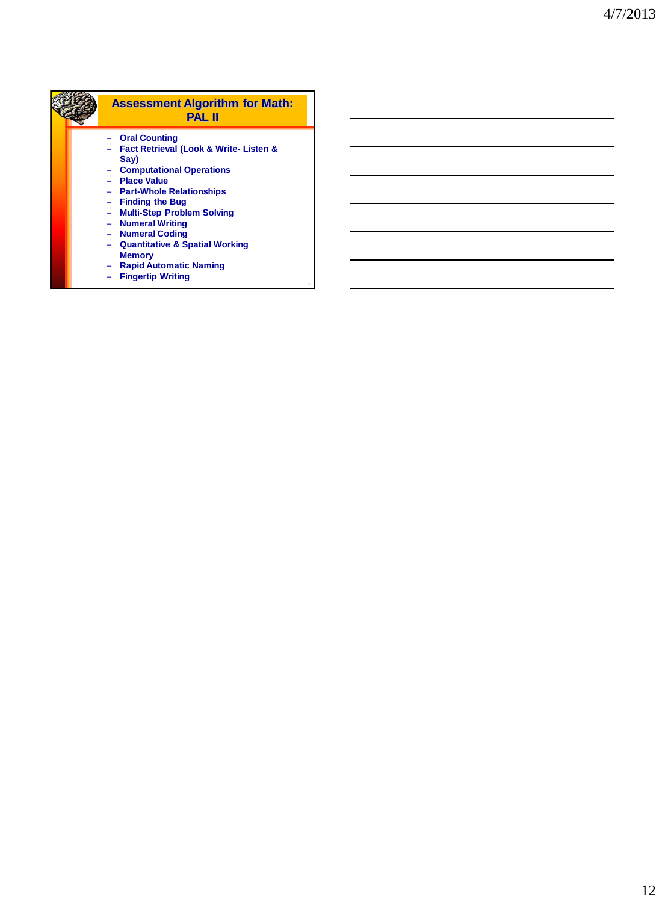## Assessment Algorithm for Math: PAL II

- Oral Counting
- Fact Retrieval (Look & Write- Listen & Say)
- Computational Operations
- Place Value
- Part-Whole Relationships
- Finding the Bug
- Multi-Step Problem Solving
- Numeral Writing
- Numeral Coding
- Quantitative & Spatial Working Memory
- Rapid Automatic Naming
- Fingertip Writing